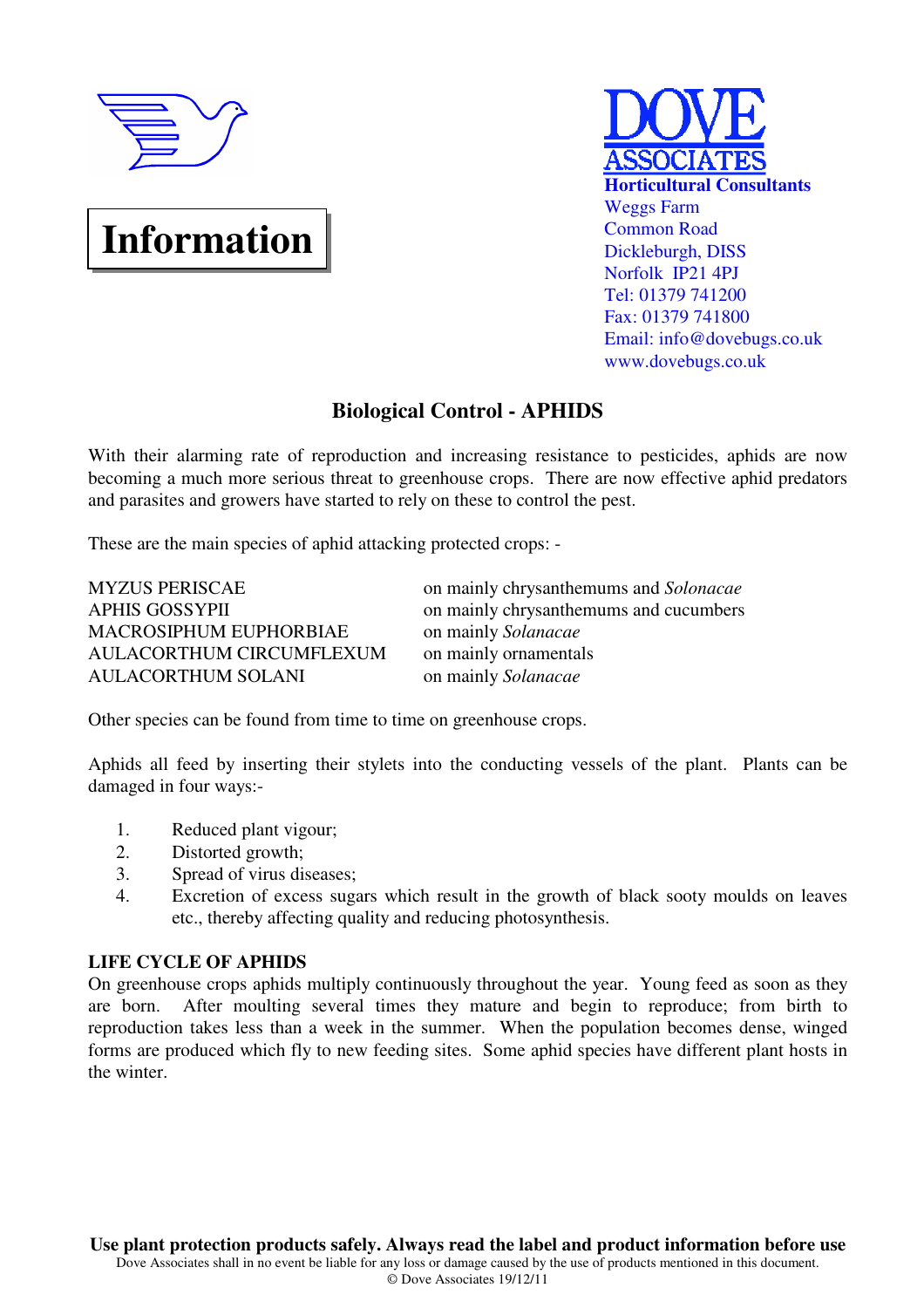**Information**

**DOVE ASSOCIATES**
**Horticultural Consultants**
Weggs Farm
Common Road
Dickleburgh, DISS
Norfolk IP21 4PJ
Tel: 01379 741200
Fax: 01379 741800
Email: info@dovebugs.co.uk
www.dovebugs.co.uk

# Biological Control - APHIDS

With their alarming rate of reproduction and increasing resistance to pesticides, aphids are now becoming a much more serious threat to greenhouse crops. There are now effective aphid predators and parasites and growers have started to rely on these to control the pest.

These are the main species of aphid attacking protected crops: -

| | |
|---|---|
| MYZUS PERISCAE | on mainly chrysanthemums and *Solanacae* |
| APHIS GOSSYPII | on mainly chrysanthemums and cucumbers |
| MACROSIPHUM EUPHORBIAE | on mainly *Solanacae* |
| AULACORTHUM CIRCUMFLEXUM | on mainly ornamentals |
| AULACORTHUM SOLANI | on mainly *Solanacae* |

Other species can be found from time to time on greenhouse crops.

Aphids all feed by inserting their stylets into the conducting vessels of the plant. Plants can be damaged in four ways:-

1. Reduced plant vigour;
2. Distorted growth;
3. Spread of virus diseases;
4. Excretion of excess sugars which result in the growth of black sooty moulds on leaves etc., thereby affecting quality and reducing photosynthesis.

**LIFE CYCLE OF APHIDS**

On greenhouse crops aphids multiply continuously throughout the year. Young feed as soon as they are born. After moulting several times they mature and begin to reproduce; from birth to reproduction takes less than a week in the summer. When the population becomes dense, winged forms are produced which fly to new feeding sites. Some aphid species have different plant hosts in the winter.

**Use plant protection products safely. Always read the label and product information before use**

Dove Associates shall in no event be liable for any loss or damage caused by the use of products mentioned in this document.

© Dove Associates 19/12/11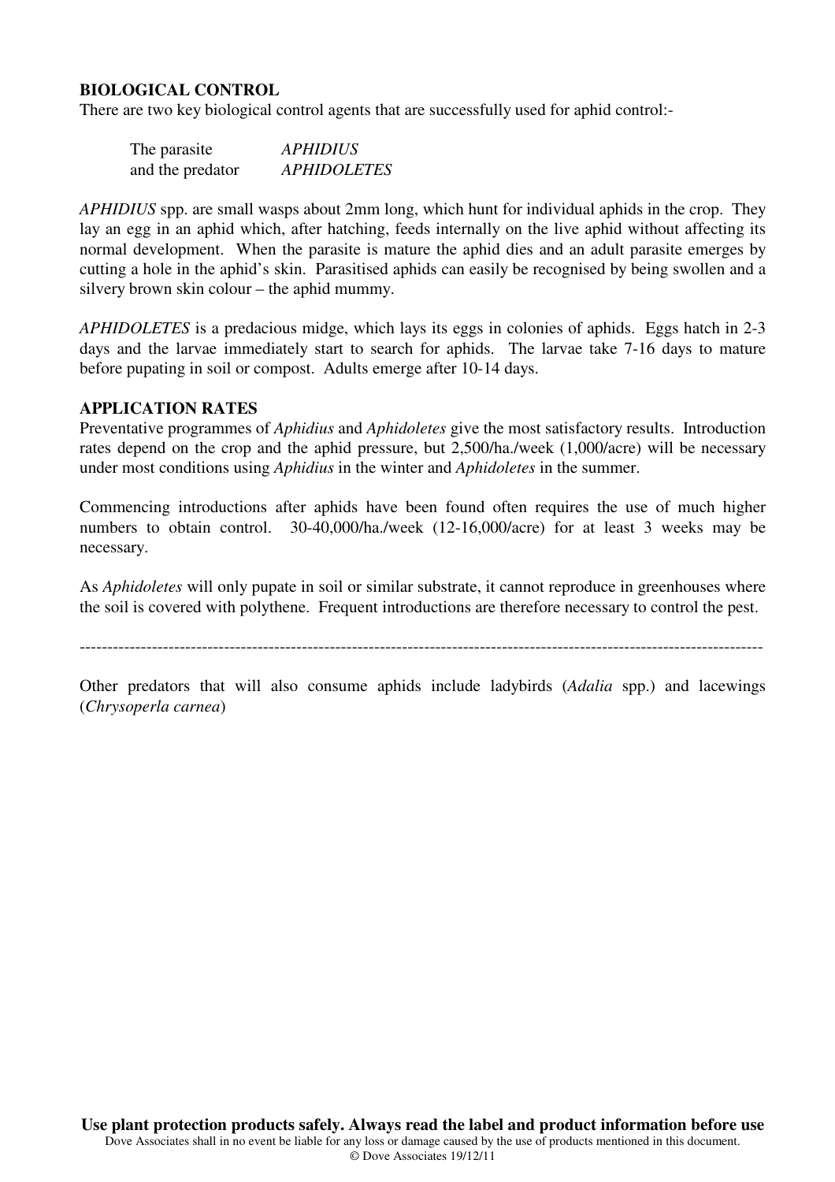**BIOLOGICAL CONTROL**

There are two key biological control agents that are successfully used for aphid control:-

| | |
|---|---|
| The parasite | *APHIDIUS* |
| and the predator | *APHIDOLETES* |

*APHIDIUS* spp. are small wasps about 2mm long, which hunt for individual aphids in the crop. They lay an egg in an aphid which, after hatching, feeds internally on the live aphid without affecting its normal development. When the parasite is mature the aphid dies and an adult parasite emerges by cutting a hole in the aphid's skin. Parasitised aphids can easily be recognised by being swollen and a silvery brown skin colour – the aphid mummy.

*APHIDOLETES* is a predacious midge, which lays its eggs in colonies of aphids. Eggs hatch in 2-3 days and the larvae immediately start to search for aphids. The larvae take 7-16 days to mature before pupating in soil or compost. Adults emerge after 10-14 days.

**APPLICATION RATES**

Preventative programmes of *Aphidius* and *Aphidoletes* give the most satisfactory results. Introduction rates depend on the crop and the aphid pressure, but 2,500/ha./week (1,000/acre) will be necessary under most conditions using *Aphidius* in the winter and *Aphidoletes* in the summer.

Commencing introductions after aphids have been found often requires the use of much higher numbers to obtain control. 30-40,000/ha./week (12-16,000/acre) for at least 3 weeks may be necessary.

As *Aphidoletes* will only pupate in soil or similar substrate, it cannot reproduce in greenhouses where the soil is covered with polythene. Frequent introductions are therefore necessary to control the pest.

---

Other predators that will also consume aphids include ladybirds (*Adalia* spp.) and lacewings (*Chrysoperla carnea*)

**Use plant protection products safely. Always read the label and product information before use**

Dove Associates shall in no event be liable for any loss or damage caused by the use of products mentioned in this document.

© Dove Associates 19/12/11